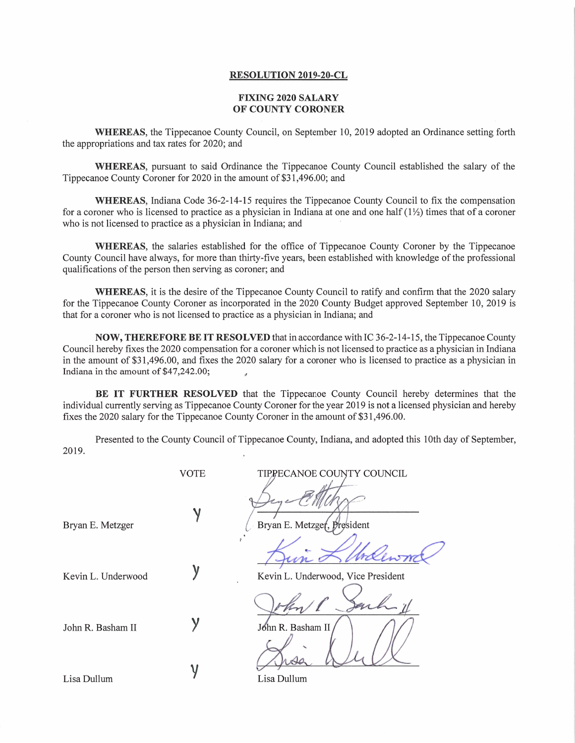# RESOLUTION 2019-20-CL

## FIXING 2020 SALARY OF COUNTY CORONER

**WHEREAS**, the Tippecanoe County Council, on September 10, 2019 adopted an Ordinance setting forth the appropriations and tax rates for 2020; and

**WHEREAS**, pursuant to said Ordinance the Tippecanoe County Council established the salary of the Tippecanoe County Coroner for 2020 in the amount of $31,496.00; and

**WHEREAS**, Indiana Code 36-2-14-15 requires the Tippecanoe County Council to fix the compensation for a coroner who is licensed to practice as a physician in Indiana at one and one half (1½) times that of a coroner who is not licensed to practice as a physician in Indiana; and

**WHEREAS**, the salaries established for the office of Tippecanoe County Coroner by the Tippecanoe County Council have always, for more than thirty-five years, been established with knowledge of the professional qualifications of the person then serving as coroner; and

**WHEREAS**, it is the desire of the Tippecanoe County Council to ratify and confirm that the 2020 salary for the Tippecanoe County Coroner as incorporated in the 2020 County Budget approved September 10, 2019 is that for a coroner who is not licensed to practice as a physician in Indiana; and

**NOW, THEREFORE BE IT RESOLVED** that in accordance with IC 36-2-14-15, the Tippecanoe County Council hereby fixes the 2020 compensation for a coroner which is not licensed to practice as a physician in Indiana in the amount of $31,496.00, and fixes the 2020 salary for a coroner who is licensed to practice as a physician in Indiana in the amount of $47,242.00;

**BE IT FURTHER RESOLVED** that the Tippecanoe County Council hereby determines that the individual currently serving as Tippecanoe County Coroner for the year 2019 is not a licensed physician and hereby fixes the 2020 salary for the Tippecanoe County Coroner in the amount of $31,496.00.

Presented to the County Council of Tippecanoe County, Indiana, and adopted this 10th day of September, 2019.

| | VOTE | TIPPECANOE COUNTY COUNCIL |
|---|---|---|
| Bryan E. Metzger | y | Bryan E. Metzger, President |
| Kevin L. Underwood | y | Kevin L. Underwood, Vice President |
| John R. Basham II | y | John R. Basham II |
| Lisa Dullum | y | Lisa Dullum |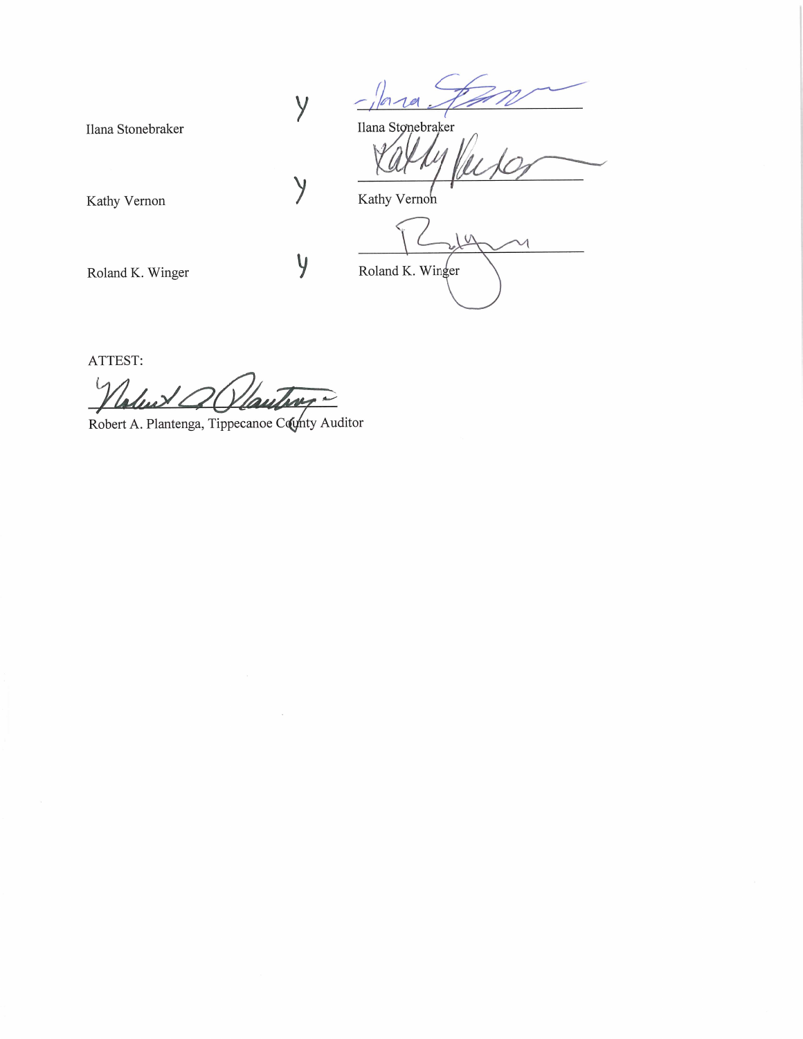| | | |
|---|---|---|
| Ilana Stonebraker | Y | _______________________ Ilana Stonebraker |
| Kathy Vernon | Y | _______________________ Kathy Vernon |
| Roland K. Winger | Y | _______________________ Roland K. Winger |

ATTEST:

_______________________

Robert A. Plantenga, Tippecanoe County Auditor